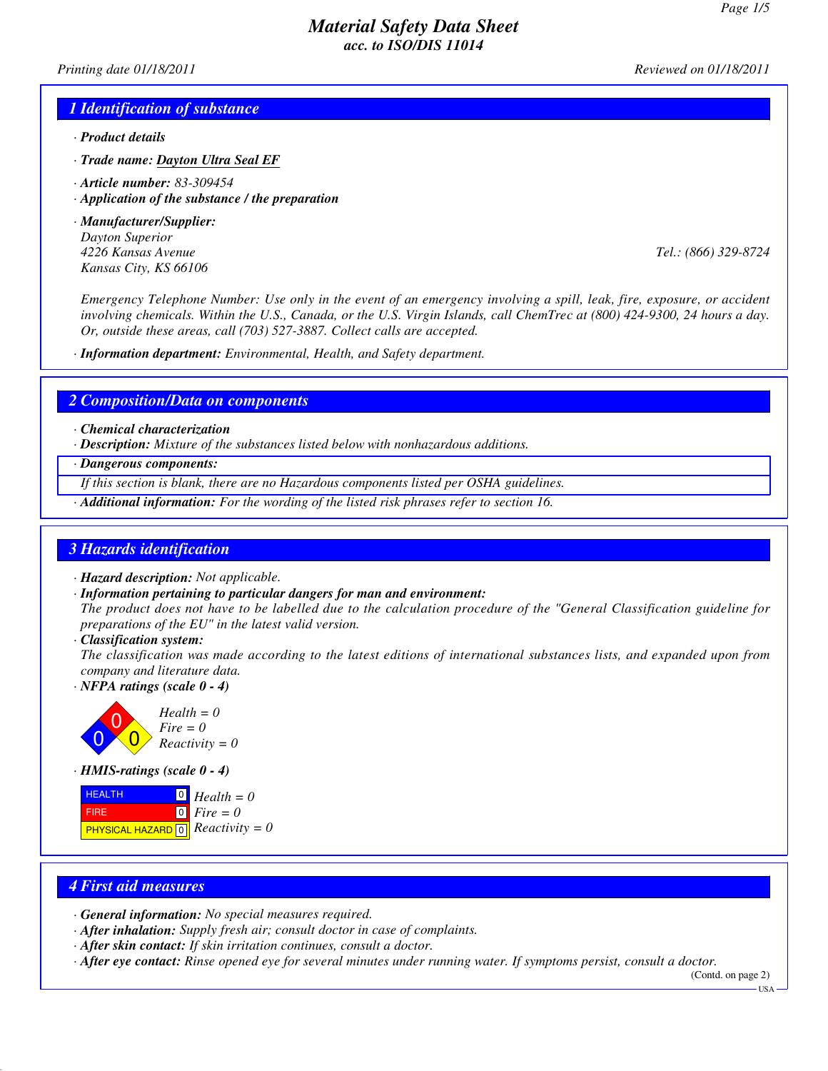# Material Safety Data Sheet
### acc. to ISO/DIS 11014

*Printing date 01/18/2011* *Reviewed on 01/18/2011*

## 1 Identification of substance

· **Product details**

· **Trade name: Dayton Ultra Seal EF**

· **Article number:** 83-309454

· **Application of the substance / the preparation**

· **Manufacturer/Supplier:**
Dayton Superior
4226 Kansas Avenue
Kansas City, KS 66106
Tel.: (866) 329-8724

Emergency Telephone Number: Use only in the event of an emergency involving a spill, leak, fire, exposure, or accident involving chemicals. Within the U.S., Canada, or the U.S. Virgin Islands, call ChemTrec at (800) 424-9300, 24 hours a day. Or, outside these areas, call (703) 527-3887. Collect calls are accepted.

· **Information department:** Environmental, Health, and Safety department.

## 2 Composition/Data on components

· **Chemical characterization**

· **Description:** Mixture of the substances listed below with nonhazardous additions.

· **Dangerous components:**

If this section is blank, there are no Hazardous components listed per OSHA guidelines.

· **Additional information:** For the wording of the listed risk phrases refer to section 16.

## 3 Hazards identification

· **Hazard description:** Not applicable.

· **Information pertaining to particular dangers for man and environment:**
The product does not have to be labelled due to the calculation procedure of the "General Classification guideline for preparations of the EU" in the latest valid version.

· **Classification system:**
The classification was made according to the latest editions of international substances lists, and expanded upon from company and literature data.

· **NFPA ratings (scale 0 - 4)**

Health = 0
Fire = 0
Reactivity = 0

· **HMIS-ratings (scale 0 - 4)**

| | | |
|---|---|---|
| HEALTH | 0 | Health = 0 |
| FIRE | 0 | Fire = 0 |
| PHYSICAL HAZARD | 0 | Reactivity = 0 |

## 4 First aid measures

· **General information:** No special measures required.

· **After inhalation:** Supply fresh air; consult doctor in case of complaints.

· **After skin contact:** If skin irritation continues, consult a doctor.

· **After eye contact:** Rinse opened eye for several minutes under running water. If symptoms persist, consult a doctor.

(Contd. on page 2)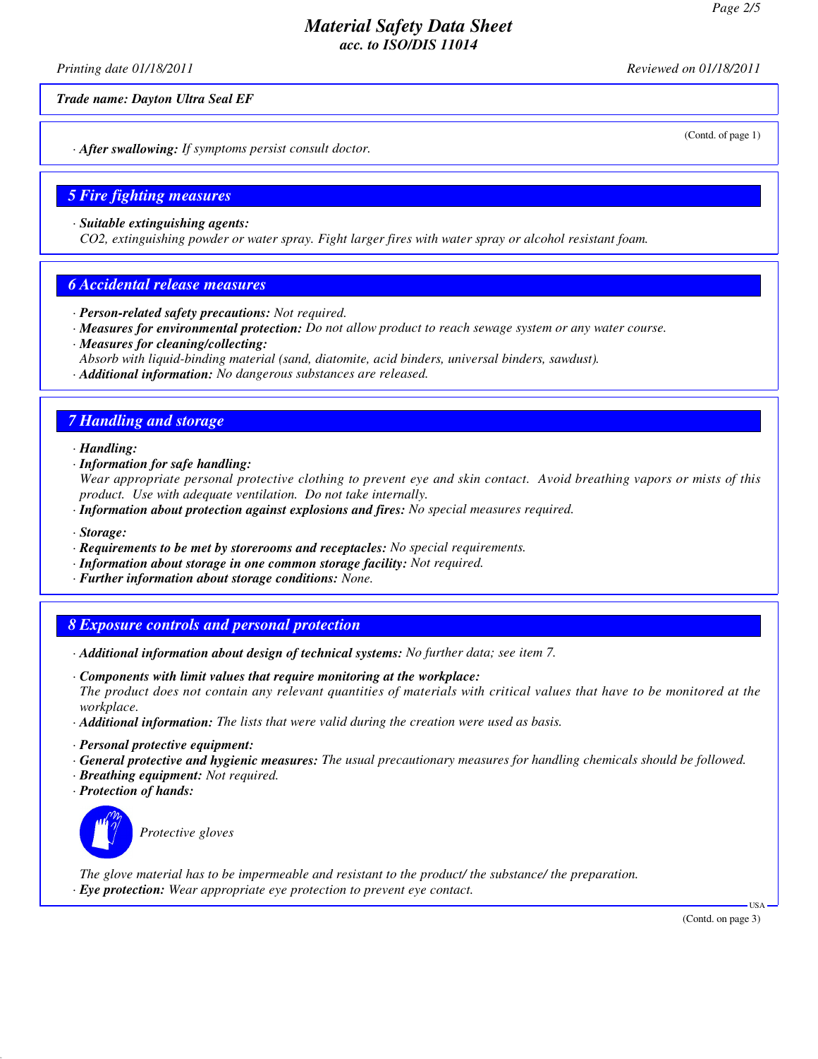Trade name: Dayton Ultra Seal EF

(Contd. of page 1)

· **After swallowing:** If symptoms persist consult doctor.

## 5 Fire fighting measures

· **Suitable extinguishing agents:**
$CO_2$, extinguishing powder or water spray. Fight larger fires with water spray or alcohol resistant foam.

## 6 Accidental release measures

· **Person-related safety precautions:** Not required.
· **Measures for environmental protection:** Do not allow product to reach sewage system or any water course.
· **Measures for cleaning/collecting:**
Absorb with liquid-binding material (sand, diatomite, acid binders, universal binders, sawdust).
· **Additional information:** No dangerous substances are released.

## 7 Handling and storage

· **Handling:**
· **Information for safe handling:**
Wear appropriate personal protective clothing to prevent eye and skin contact. Avoid breathing vapors or mists of this product. Use with adequate ventilation. Do not take internally.
· **Information about protection against explosions and fires:** No special measures required.

· **Storage:**
· **Requirements to be met by storerooms and receptacles:** No special requirements.
· **Information about storage in one common storage facility:** Not required.
· **Further information about storage conditions:** None.

## 8 Exposure controls and personal protection

· **Additional information about design of technical systems:** No further data; see item 7.

· **Components with limit values that require monitoring at the workplace:**
The product does not contain any relevant quantities of materials with critical values that have to be monitored at the workplace.
· **Additional information:** The lists that were valid during the creation were used as basis.

· **Personal protective equipment:**
· **General protective and hygienic measures:** The usual precautionary measures for handling chemicals should be followed.
· **Breathing equipment:** Not required.
· **Protection of hands:**

Protective gloves

The glove material has to be impermeable and resistant to the product/ the substance/ the preparation.
· **Eye protection:** Wear appropriate eye protection to prevent eye contact.

(Contd. on page 3)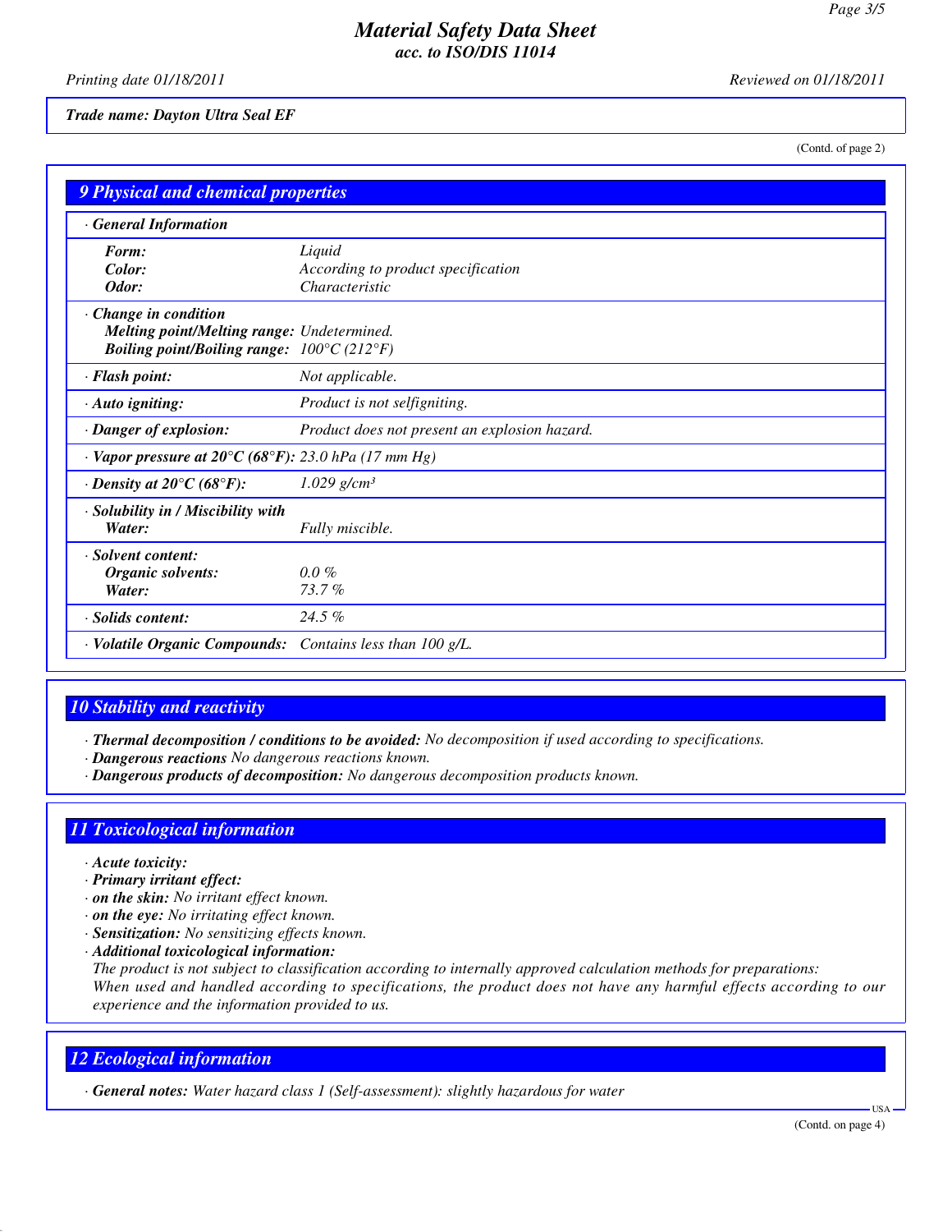*Trade name: Dayton Ultra Seal EF*

(Contd. of page 2)

## 9 Physical and chemical properties

| · General Information | |
|---|---|
| **Form:** | Liquid |
| **Color:** | According to product specification |
| **Odor:** | Characteristic |
| **· Change in condition** | |
| **Melting point/Melting range:** | Undetermined. |
| **Boiling point/Boiling range:** | 100°C (212°F) |
| **· Flash point:** | Not applicable. |
| **· Auto igniting:** | Product is not selfigniting. |
| **· Danger of explosion:** | Product does not present an explosion hazard. |
| **· Vapor pressure at 20°C (68°F):** | 23.0 hPa (17 mm Hg) |
| **· Density at 20°C (68°F):** | 1.029 g/cm³ |
| **· Solubility in / Miscibility with Water:** | Fully miscible. |
| **· Solvent content:** | |
| **Organic solvents:** | 0.0 % |
| **Water:** | 73.7 % |
| **· Solids content:** | 24.5 % |
| **· Volatile Organic Compounds:** | Contains less than 100 g/L. |

## 10 Stability and reactivity

- **Thermal decomposition / conditions to be avoided:** No decomposition if used according to specifications.
- **Dangerous reactions** No dangerous reactions known.
- **Dangerous products of decomposition:** No dangerous decomposition products known.

## 11 Toxicological information

- **Acute toxicity:**
- **Primary irritant effect:**
- **on the skin:** No irritant effect known.
- **on the eye:** No irritating effect known.
- **Sensitization:** No sensitizing effects known.
- **Additional toxicological information:**
  The product is not subject to classification according to internally approved calculation methods for preparations:
  When used and handled according to specifications, the product does not have any harmful effects according to our experience and the information provided to us.

## 12 Ecological information

- **General notes:** Water hazard class 1 (Self-assessment): slightly hazardous for water

(Contd. on page 4)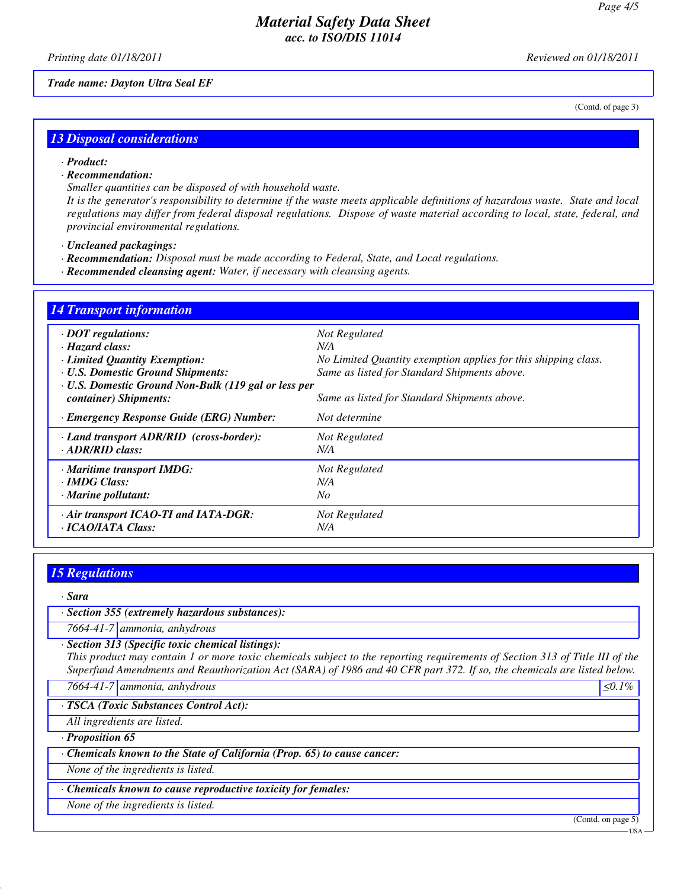*Trade name: Dayton Ultra Seal EF*

(Contd. of page 3)

## 13 Disposal considerations

· **Product:**

· **Recommendation:**

*Smaller quantities can be disposed of with household waste.*

*It is the generator's responsibility to determine if the waste meets applicable definitions of hazardous waste. State and local regulations may differ from federal disposal regulations. Dispose of waste material according to local, state, federal, and provincial environmental regulations.*

· **Uncleaned packagings:**

· **Recommendation:** *Disposal must be made according to Federal, State, and Local regulations.*

· **Recommended cleansing agent:** *Water, if necessary with cleansing agents.*

## 14 Transport information

| | |
|---|---|
| · **DOT regulations:** | *Not Regulated* |
| · **Hazard class:** | *N/A* |
| · **Limited Quantity Exemption:** | *No Limited Quantity exemption applies for this shipping class.* |
| · **U.S. Domestic Ground Shipments:** | *Same as listed for Standard Shipments above.* |
| · **U.S. Domestic Ground Non-Bulk (119 gal or less per container) Shipments:** | *Same as listed for Standard Shipments above.* |
| · **Emergency Response Guide (ERG) Number:** | *Not determine* |
| · **Land transport ADR/RID (cross-border):** | *Not Regulated* |
| · **ADR/RID class:** | *N/A* |
| · **Maritime transport IMDG:** | *Not Regulated* |
| · **IMDG Class:** | *N/A* |
| · **Marine pollutant:** | *No* |
| · **Air transport ICAO-TI and IATA-DGR:** | *Not Regulated* |
| · **ICAO/IATA Class:** | *N/A* |

## 15 Regulations

· **Sara**

· **Section 355 (extremely hazardous substances):**

| | |
|---|---|
| 7664-41-7 | ammonia, anhydrous |

· **Section 313 (Specific toxic chemical listings):**

*This product may contain 1 or more toxic chemicals subject to the reporting requirements of Section 313 of Title III of the Superfund Amendments and Reauthorization Act (SARA) of 1986 and 40 CFR part 372. If so, the chemicals are listed below.*

| | | |
|---|---|---|
| 7664-41-7 | ammonia, anhydrous | ≤0.1% |

· **TSCA (Toxic Substances Control Act):**

*All ingredients are listed.*

· **Proposition 65**

· **Chemicals known to the State of California (Prop. 65) to cause cancer:**

*None of the ingredients is listed.*

· **Chemicals known to cause reproductive toxicity for females:**

*None of the ingredients is listed.*

(Contd. on page 5)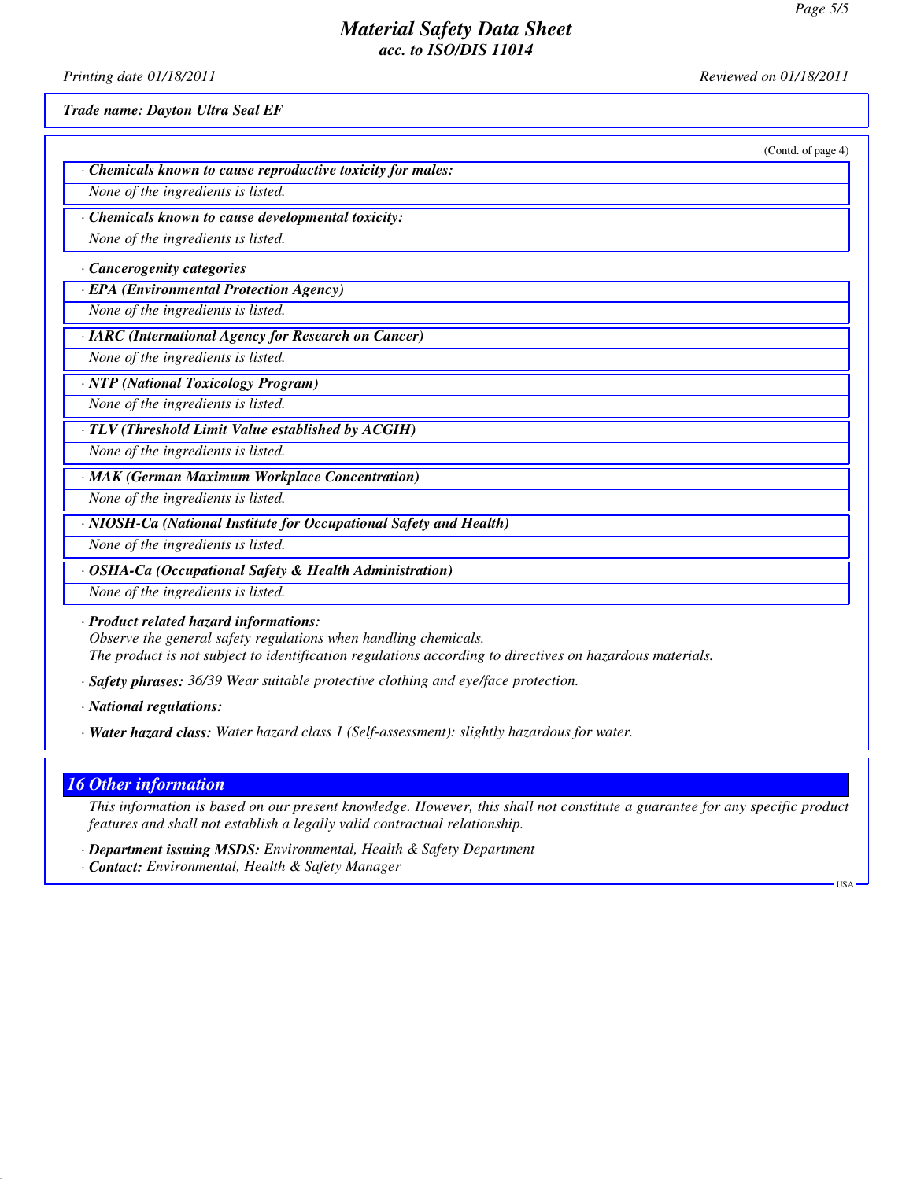(Contd. of page 4)

· **Chemicals known to cause reproductive toxicity for males:**

None of the ingredients is listed.

· **Chemicals known to cause developmental toxicity:**

None of the ingredients is listed.

· **Cancerogenity categories**

· **EPA (Environmental Protection Agency)**

None of the ingredients is listed.

· **IARC (International Agency for Research on Cancer)**

None of the ingredients is listed.

· **NTP (National Toxicology Program)**

None of the ingredients is listed.

· **TLV (Threshold Limit Value established by ACGIH)**

None of the ingredients is listed.

· **MAK (German Maximum Workplace Concentration)**

None of the ingredients is listed.

· **NIOSH-Ca (National Institute for Occupational Safety and Health)**

None of the ingredients is listed.

· **OSHA-Ca (Occupational Safety & Health Administration)**

None of the ingredients is listed.

· **Product related hazard informations:**

Observe the general safety regulations when handling chemicals.

The product is not subject to identification regulations according to directives on hazardous materials.

· **Safety phrases:** 36/39 Wear suitable protective clothing and eye/face protection.

· **National regulations:**

· **Water hazard class:** Water hazard class 1 (Self-assessment): slightly hazardous for water.

## 16 Other information

This information is based on our present knowledge. However, this shall not constitute a guarantee for any specific product features and shall not establish a legally valid contractual relationship.

· **Department issuing MSDS:** Environmental, Health & Safety Department

· **Contact:** Environmental, Health & Safety Manager